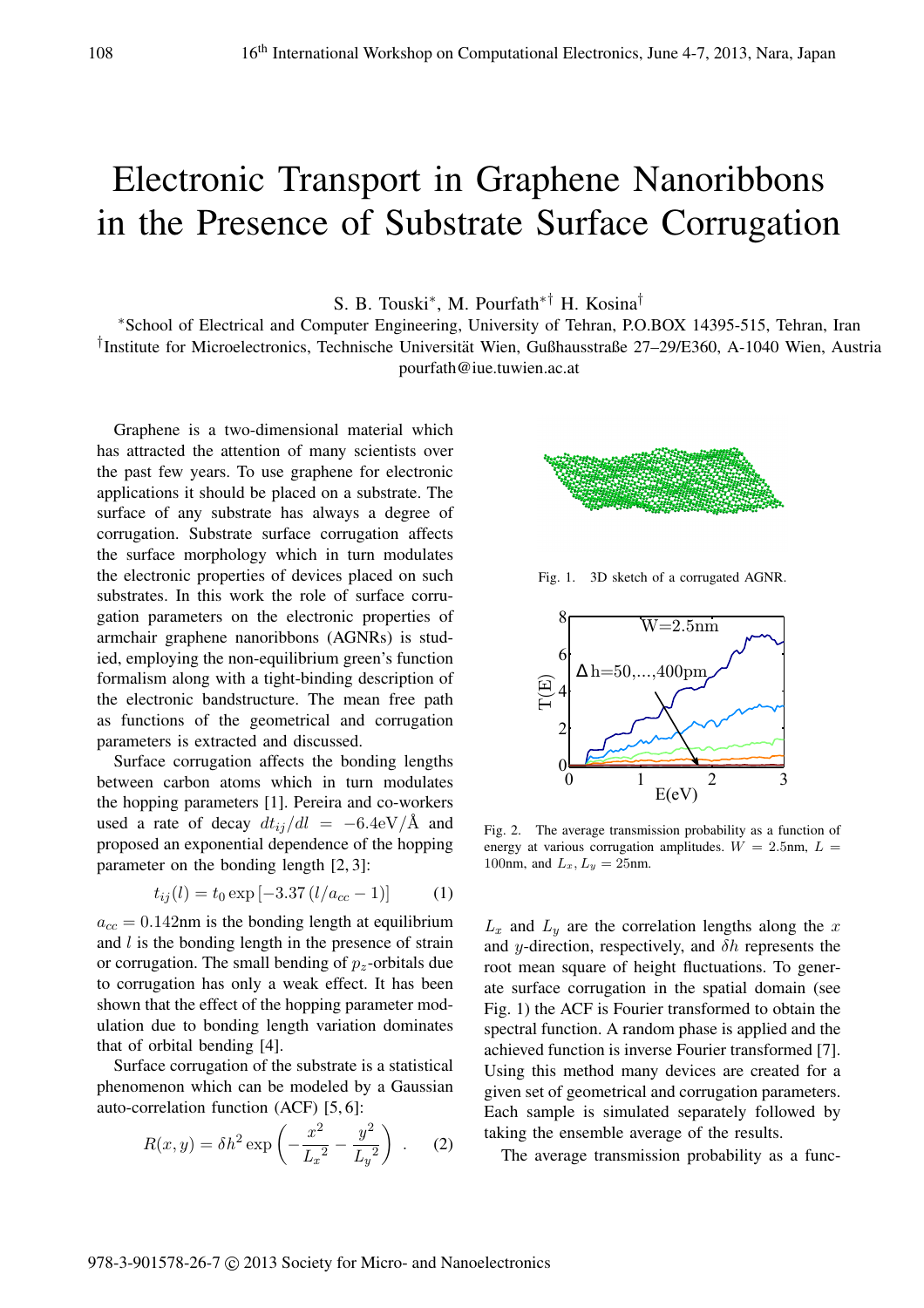# Electronic Transport in Graphene Nanoribbons in the Presence of Substrate Surface Corrugation

S. B. Touski*, M. Pourfath*† H. Kosina†

*School of Electrical and Computer Engineering, University of Tehran, P.O.BOX 14395-515, Tehran, Iran
†Institute for Microelectronics, Technische Universität Wien, Gußhausstraße 27–29/E360, A-1040 Wien, Austria
pourfath@iue.tuwien.ac.at

Graphene is a two-dimensional material which has attracted the attention of many scientists over the past few years. To use graphene for electronic applications it should be placed on a substrate. The surface of any substrate has always a degree of corrugation. Substrate surface corrugation affects the surface morphology which in turn modulates the electronic properties of devices placed on such substrates. In this work the role of surface corrugation parameters on the electronic properties of armchair graphene nanoribbons (AGNRs) is studied, employing the non-equilibrium green's function formalism along with a tight-binding description of the electronic bandstructure. The mean free path as functions of the geometrical and corrugation parameters is extracted and discussed.

Surface corrugation affects the bonding lengths between carbon atoms which in turn modulates the hopping parameters [1]. Pereira and co-workers used a rate of decay $dt_{ij}/dl = -6.4\text{eV}/\text{Å}$ and proposed an exponential dependence of the hopping parameter on the bonding length [2, 3]:

$$t_{ij}(l) = t_0 \exp\left[-3.37\left(l/a_{cc} - 1\right)\right] \tag{1}$$

$a_{cc} = 0.142$nm is the bonding length at equilibrium and $l$ is the bonding length in the presence of strain or corrugation. The small bending of $p_z$-orbitals due to corrugation has only a weak effect. It has been shown that the effect of the hopping parameter modulation due to bonding length variation dominates that of orbital bending [4].

Surface corrugation of the substrate is a statistical phenomenon which can be modeled by a Gaussian auto-correlation function (ACF) [5, 6]:

$$R(x, y) = \delta h^2 \exp\left(-\frac{x^2}{{L_x}^2} - \frac{y^2}{{L_y}^2}\right) . \tag{2}$$

Fig. 1. 3D sketch of a corrugated AGNR.

Fig. 2. The average transmission probability as a function of energy at various corrugation amplitudes. $W = 2.5$nm, $L = 100$nm, and $L_x, L_y = 25$nm.

$L_x$ and $L_y$ are the correlation lengths along the $x$ and $y$-direction, respectively, and $\delta h$ represents the root mean square of height fluctuations. To generate surface corrugation in the spatial domain (see Fig. 1) the ACF is Fourier transformed to obtain the spectral function. A random phase is applied and the achieved function is inverse Fourier transformed [7]. Using this method many devices are created for a given set of geometrical and corrugation parameters. Each sample is simulated separately followed by taking the ensemble average of the results.

The average transmission probability as a func-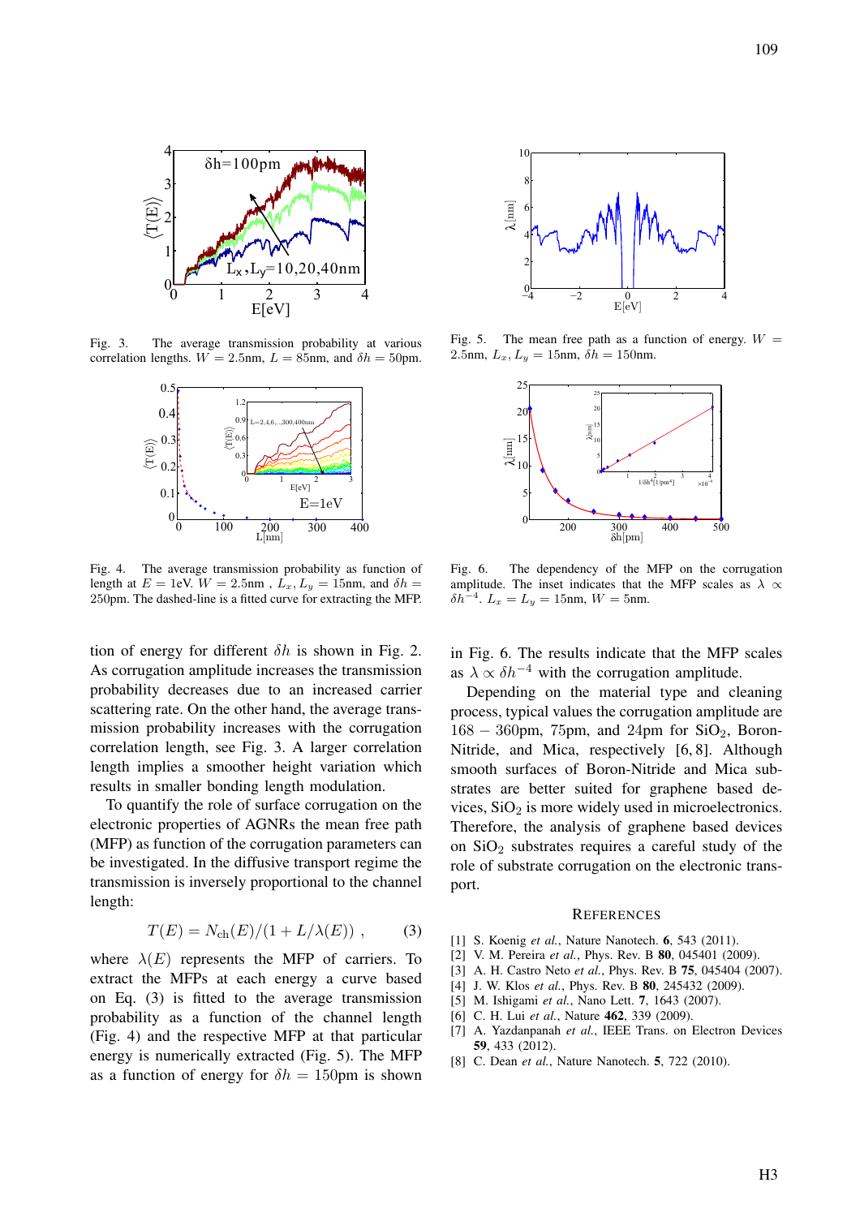δh=100pm

$L_x$,$L_y$=10,20,40nm

⟨T(E)⟩

E[eV]

Fig. 3. The average transmission probability at various correlation lengths. $W = 2.5$nm, $L = 85$nm, and $\delta h = 50$pm.

L=2,4,6,...,300,400nm

E=1eV

⟨T(E)⟩

L[nm]

Fig. 4. The average transmission probability as function of length at $E = 1$eV. $W = 2.5$nm , $L_x, L_y = 15$nm, and $\delta h = 250$pm. The dashed-line is a fitted curve for extracting the MFP.

λ[nm]

E[eV]

Fig. 5. The mean free path as a function of energy. $W = 2.5$nm, $L_x, L_y = 15$nm, $\delta h = 150$nm.

λ[nm]

δh[pm]

1/δh⁴[1/pm⁴]

Fig. 6. The dependency of the MFP on the corrugation amplitude. The inset indicates that the MFP scales as $\lambda \propto \delta h^{-4}$. $L_x = L_y = 15$nm, $W = 5$nm.

tion of energy for different $\delta h$ is shown in Fig. 2. As corrugation amplitude increases the transmission probability decreases due to an increased carrier scattering rate. On the other hand, the average transmission probability increases with the corrugation correlation length, see Fig. 3. A larger correlation length implies a smoother height variation which results in smaller bonding length modulation.

To quantify the role of surface corrugation on the electronic properties of AGNRs the mean free path (MFP) as function of the corrugation parameters can be investigated. In the diffusive transport regime the transmission is inversely proportional to the channel length:

$$T(E) = N_{\mathrm{ch}}(E)/(1 + L/\lambda(E)) \ , \tag{3}$$

where $\lambda(E)$ represents the MFP of carriers. To extract the MFPs at each energy a curve based on Eq. (3) is fitted to the average transmission probability as a function of the channel length (Fig. 4) and the respective MFP at that particular energy is numerically extracted (Fig. 5). The MFP as a function of energy for $\delta h = 150$pm is shown in Fig. 6. The results indicate that the MFP scales as $\lambda \propto \delta h^{-4}$ with the corrugation amplitude.

Depending on the material type and cleaning process, typical values the corrugation amplitude are $168 - 360$pm, 75pm, and 24pm for $SiO_2$, Boron-Nitride, and Mica, respectively [6, 8]. Although smooth surfaces of Boron-Nitride and Mica substrates are better suited for graphene based devices, $SiO_2$ is more widely used in microelectronics. Therefore, the analysis of graphene based devices on $SiO_2$ substrates requires a careful study of the role of substrate corrugation on the electronic transport.

## References

[1] S. Koenig *et al.*, Nature Nanotech. **6**, 543 (2011).
[2] V. M. Pereira *et al.*, Phys. Rev. B **80**, 045401 (2009).
[3] A. H. Castro Neto *et al.*, Phys. Rev. B **75**, 045404 (2007).
[4] J. W. Klos *et al.*, Phys. Rev. B **80**, 245432 (2009).
[5] M. Ishigami *et al.*, Nano Lett. **7**, 1643 (2007).
[6] C. H. Lui *et al.*, Nature **462**, 339 (2009).
[7] A. Yazdanpanah *et al.*, IEEE Trans. on Electron Devices **59**, 433 (2012).
[8] C. Dean *et al.*, Nature Nanotech. **5**, 722 (2010).